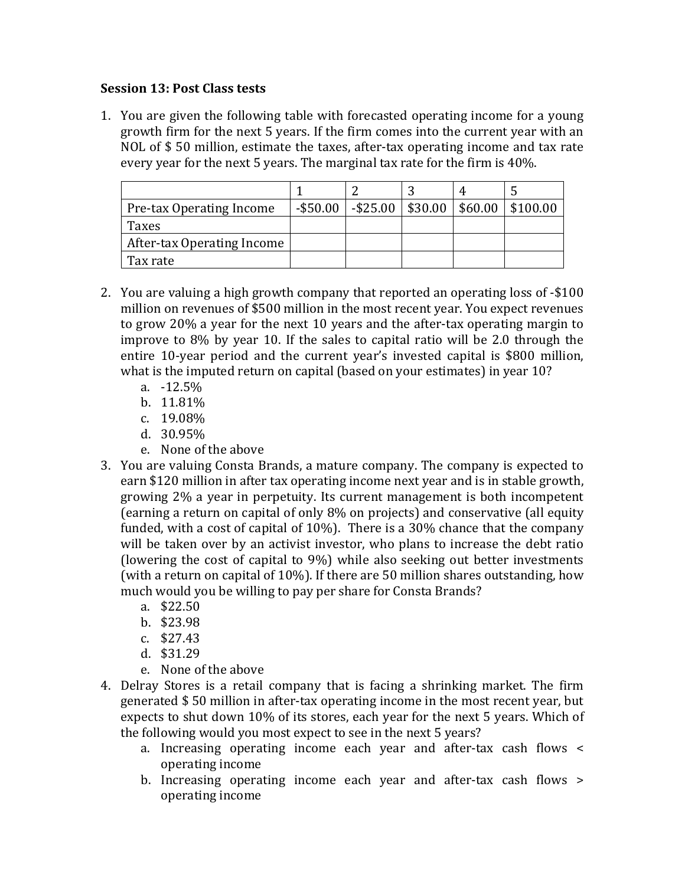### Session 13: Post Class tests

1. You are given the following table with forecasted operating income for a young growth firm for the next 5 years. If the firm comes into the current year with an NOL of $ 50 million, estimate the taxes, after-tax operating income and tax rate every year for the next 5 years. The marginal tax rate for the firm is 40%.

| | 1 | 2 | 3 | 4 | 5 |
|---|---|---|---|---|---|
| Pre-tax Operating Income | -$50.00 | -$25.00 | $30.00 | $60.00 | $100.00 |
| Taxes | | | | | |
| After-tax Operating Income | | | | | |
| Tax rate | | | | | |

2. You are valuing a high growth company that reported an operating loss of -$100 million on revenues of $500 million in the most recent year. You expect revenues to grow 20% a year for the next 10 years and the after-tax operating margin to improve to 8% by year 10. If the sales to capital ratio will be 2.0 through the entire 10-year period and the current year's invested capital is $800 million, what is the imputed return on capital (based on your estimates) in year 10?
   a. -12.5%
   b. 11.81%
   c. 19.08%
   d. 30.95%
   e. None of the above

3. You are valuing Consta Brands, a mature company. The company is expected to earn $120 million in after tax operating income next year and is in stable growth, growing 2% a year in perpetuity. Its current management is both incompetent (earning a return on capital of only 8% on projects) and conservative (all equity funded, with a cost of capital of 10%). There is a 30% chance that the company will be taken over by an activist investor, who plans to increase the debt ratio (lowering the cost of capital to 9%) while also seeking out better investments (with a return on capital of 10%). If there are 50 million shares outstanding, how much would you be willing to pay per share for Consta Brands?
   a. $22.50
   b. $23.98
   c. $27.43
   d. $31.29
   e. None of the above

4. Delray Stores is a retail company that is facing a shrinking market. The firm generated $ 50 million in after-tax operating income in the most recent year, but expects to shut down 10% of its stores, each year for the next 5 years. Which of the following would you most expect to see in the next 5 years?
   a. Increasing operating income each year and after-tax cash flows < operating income
   b. Increasing operating income each year and after-tax cash flows > operating income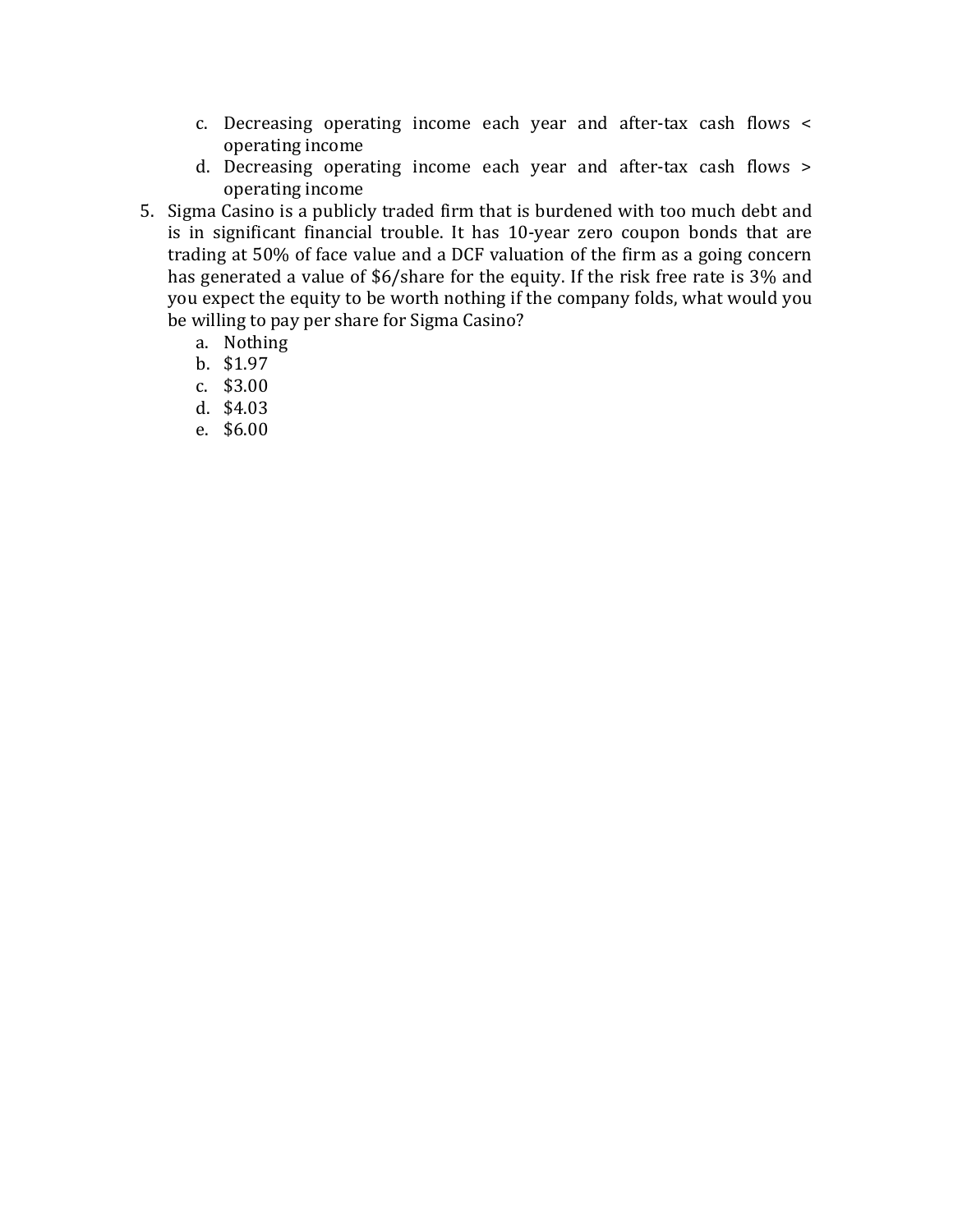c. Decreasing operating income each year and after-tax cash flows < operating income
d. Decreasing operating income each year and after-tax cash flows > operating income

5. Sigma Casino is a publicly traded firm that is burdened with too much debt and is in significant financial trouble. It has 10-year zero coupon bonds that are trading at 50% of face value and a DCF valuation of the firm as a going concern has generated a value of $6/share for the equity. If the risk free rate is 3% and you expect the equity to be worth nothing if the company folds, what would you be willing to pay per share for Sigma Casino?
   a. Nothing
   b. $1.97
   c. $3.00
   d. $4.03
   e. $6.00